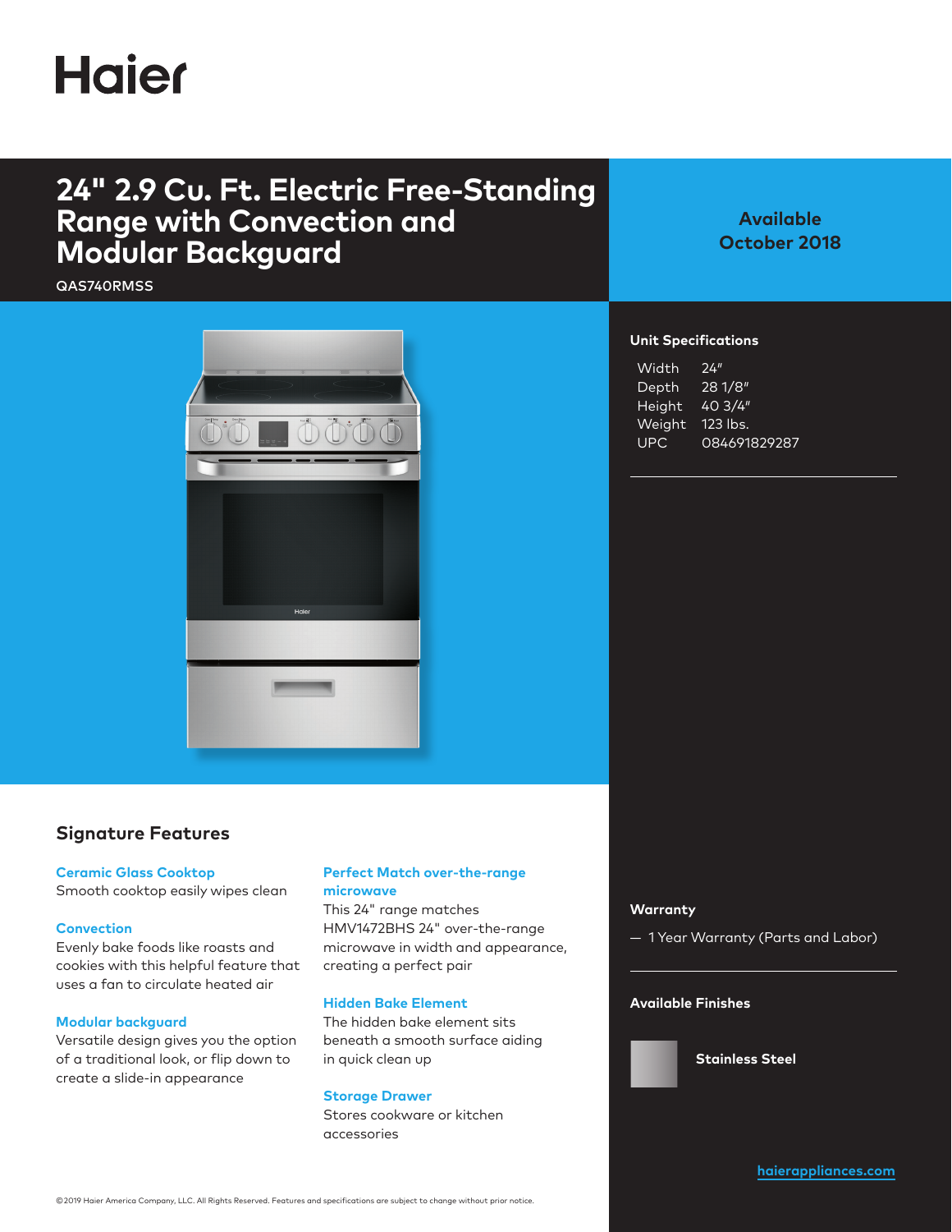# Haier

## 24" 2.9 Cu. Ft. Electric Free-Standing Range with Convection and Modular Backguard

QAS740RMSS

**Available October 2018**

### Unit Specifications

| | |
|---|---|
| Width | 24" |
| Depth | 28 1/8" |
| Height | 40 3/4" |
| Weight | 123 lbs. |
| UPC | 084691829287 |

## Signature Features

**Ceramic Glass Cooktop**
Smooth cooktop easily wipes clean

**Convection**
Evenly bake foods like roasts and cookies with this helpful feature that uses a fan to circulate heated air

**Modular backguard**
Versatile design gives you the option of a traditional look, or flip down to create a slide-in appearance

**Perfect Match over-the-range microwave**
This 24" range matches HMV1472BHS 24" over-the-range microwave in width and appearance, creating a perfect pair

**Hidden Bake Element**
The hidden bake element sits beneath a smooth surface aiding in quick clean up

**Storage Drawer**
Stores cookware or kitchen accessories

### Warranty

— 1 Year Warranty (Parts and Labor)

### Available Finishes

Stainless Steel

haierappliances.com

©2019 Haier America Company, LLC. All Rights Reserved. Features and specifications are subject to change without prior notice.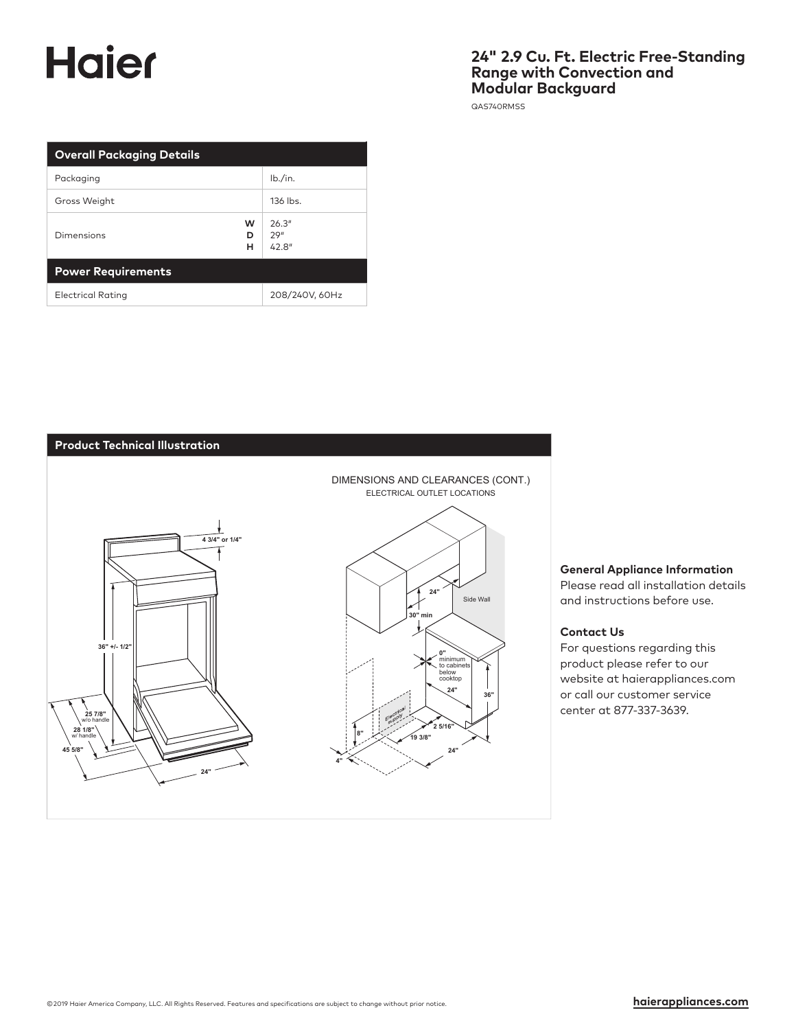# Haier

## 24" 2.9 Cu. Ft. Electric Free-Standing Range with Convection and Modular Backguard

QAS740RMSS

| Overall Packaging Details | | |
|---|---|---|
| Packaging | | lb./in. |
| Gross Weight | | 136 lbs. |
| Dimensions | W<br>D<br>H | 26.3"<br>29"<br>42.8" |
| **Power Requirements** | | |
| Electrical Rating | | 208/240V, 60Hz |

## Product Technical Illustration

DIMENSIONS AND CLEARANCES (CONT.)
ELECTRICAL OUTLET LOCATIONS

4 3/4" or 1/4"
36" +/- 1/2"
25 7/8" w/o handle
28 1/8" w/ handle
45 5/8"
24"

24"
Side Wall
30" min
0" minimum to cabinets below cooktop
24"
36"
Electrical supply
8"
2 5/16"
19 3/8"
24"
4"

**General Appliance Information**
Please read all installation details and instructions before use.

**Contact Us**
For questions regarding this product please refer to our website at haierappliances.com or call our customer service center at 877-337-3639.

©2019 Haier America Company, LLC. All Rights Reserved. Features and specifications are subject to change without prior notice.

haierappliances.com